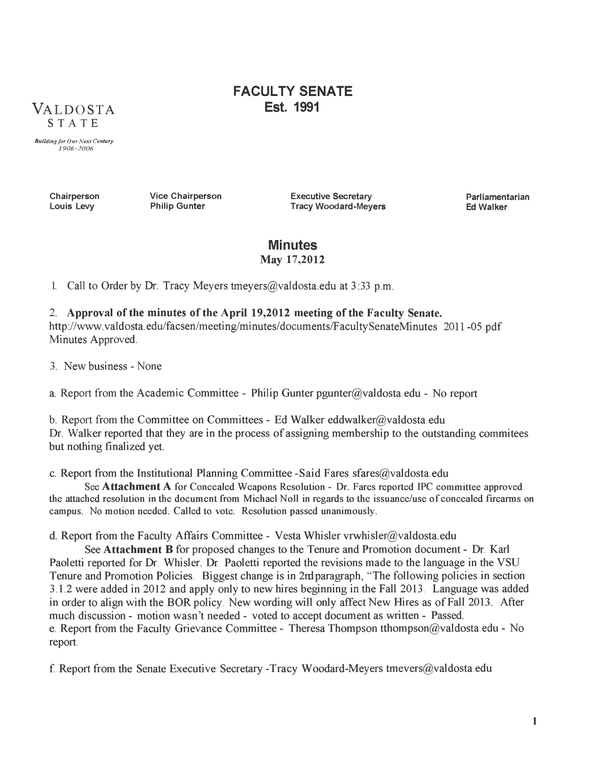VALDOSTA
STATE

*Building for Our Next Century*
*1906-2006*

# FACULTY SENATE
## Est. 1991

| Chairperson | Vice Chairperson | Executive Secretary | Parliamentarian |
|---|---|---|---|
| Louis Levy | Philip Gunter | Tracy Woodard-Meyers | Ed Walker |

## Minutes
**May 17,2012**

1. Call to Order by Dr. Tracy Meyers tmeyers@valdosta.edu at 3:33 p.m.

2. **Approval of the minutes of the April 19,2012 meeting of the Faculty Senate.**
http://www.valdosta.edu/facsen/meeting/minutes/documents/FacultySenateMinutes 2011-05.pdf
Minutes Approved.

3. New business - None

a. Report from the Academic Committee - Philip Gunter pgunter@valdosta.edu - No report

b. Report from the Committee on Committees - Ed Walker eddwalker@valdosta.edu
Dr. Walker reported that they are in the process of assigning membership to the outstanding commitees but nothing finalized yet.

c. Report from the Institutional Planning Committee -Said Fares sfares@valdosta.edu
See **Attachment A** for Concealed Weapons Resolution - Dr. Fares reported IPC committee approved the attached resolution in the document from Michael Noll in regards to the issuance/use of concealed firearms on campus. No motion needed. Called to vote. Resolution passed unanimously.

d. Report from the Faculty Affairs Committee - Vesta Whisler vrwhisler@valdosta.edu
See **Attachment B** for proposed changes to the Tenure and Promotion document - Dr. Karl Paoletti reported for Dr. Whisler. Dr. Paoletti reported the revisions made to the language in the VSU Tenure and Promotion Policies. Biggest change is in 2rd paragraph, "The following policies in section 3.1.2 were added in 2012 and apply only to new hires beginning in the Fall 2013. Language was added in order to align with the BOR policy. New wording will only affect New Hires as of Fall 2013. After much discussion - motion wasn't needed - voted to accept document as written - Passed.
e. Report from the Faculty Grievance Committee - Theresa Thompson tthompson@valdosta.edu - No report.

f. Report from the Senate Executive Secretary -Tracy Woodard-Meyers tmevers@valdosta.edu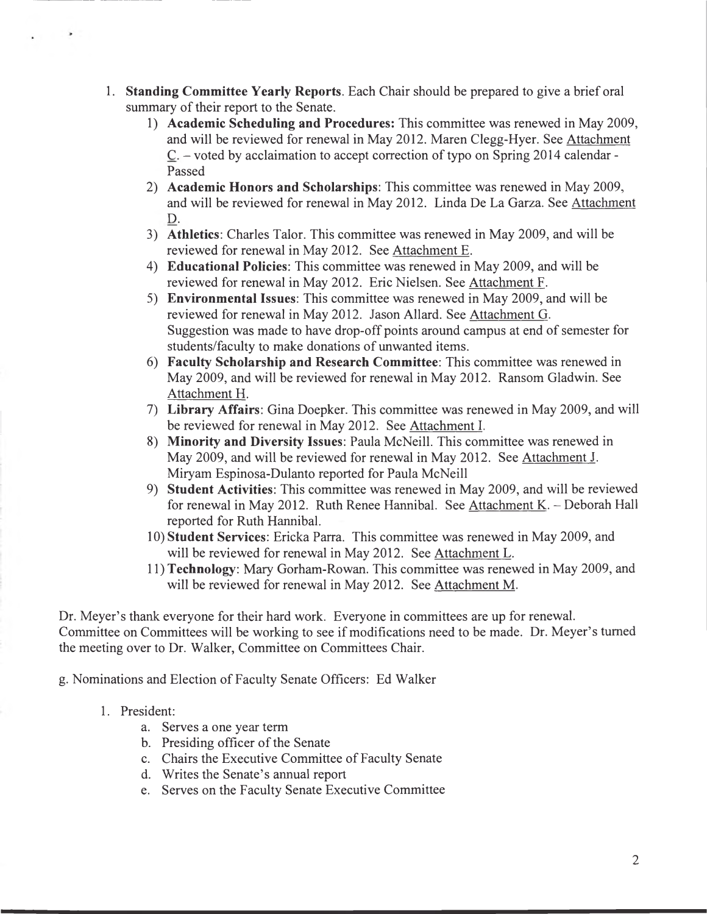1. **Standing Committee Yearly Reports**. Each Chair should be prepared to give a brief oral summary of their report to the Senate.
   1) **Academic Scheduling and Procedures:** This committee was renewed in May 2009, and will be reviewed for renewal in May 2012. Maren Clegg-Hyer. See Attachment C. – voted by acclaimation to accept correction of typo on Spring 2014 calendar - Passed
   2) **Academic Honors and Scholarships**: This committee was renewed in May 2009, and will be reviewed for renewal in May 2012. Linda De La Garza. See Attachment D.
   3) **Athletics**: Charles Talor. This committee was renewed in May 2009, and will be reviewed for renewal in May 2012. See Attachment E.
   4) **Educational Policies**: This committee was renewed in May 2009, and will be reviewed for renewal in May 2012. Eric Nielsen. See Attachment F.
   5) **Environmental Issues**: This committee was renewed in May 2009, and will be reviewed for renewal in May 2012. Jason Allard. See Attachment G. Suggestion was made to have drop-off points around campus at end of semester for students/faculty to make donations of unwanted items.
   6) **Faculty Scholarship and Research Committee**: This committee was renewed in May 2009, and will be reviewed for renewal in May 2012. Ransom Gladwin. See Attachment H.
   7) **Library Affairs**: Gina Doepker. This committee was renewed in May 2009, and will be reviewed for renewal in May 2012. See Attachment I.
   8) **Minority and Diversity Issues**: Paula McNeill. This committee was renewed in May 2009, and will be reviewed for renewal in May 2012. See Attachment J. Miryam Espinosa-Dulanto reported for Paula McNeill
   9) **Student Activities**: This committee was renewed in May 2009, and will be reviewed for renewal in May 2012. Ruth Renee Hannibal. See Attachment K. – Deborah Hall reported for Ruth Hannibal.
   10) **Student Services**: Ericka Parra. This committee was renewed in May 2009, and will be reviewed for renewal in May 2012. See Attachment L.
   11) **Technology**: Mary Gorham-Rowan. This committee was renewed in May 2009, and will be reviewed for renewal in May 2012. See Attachment M.

Dr. Meyer's thank everyone for their hard work. Everyone in committees are up for renewal. Committee on Committees will be working to see if modifications need to be made. Dr. Meyer's turned the meeting over to Dr. Walker, Committee on Committees Chair.

g. Nominations and Election of Faculty Senate Officers: Ed Walker

1. President:
   a. Serves a one year term
   b. Presiding officer of the Senate
   c. Chairs the Executive Committee of Faculty Senate
   d. Writes the Senate's annual report
   e. Serves on the Faculty Senate Executive Committee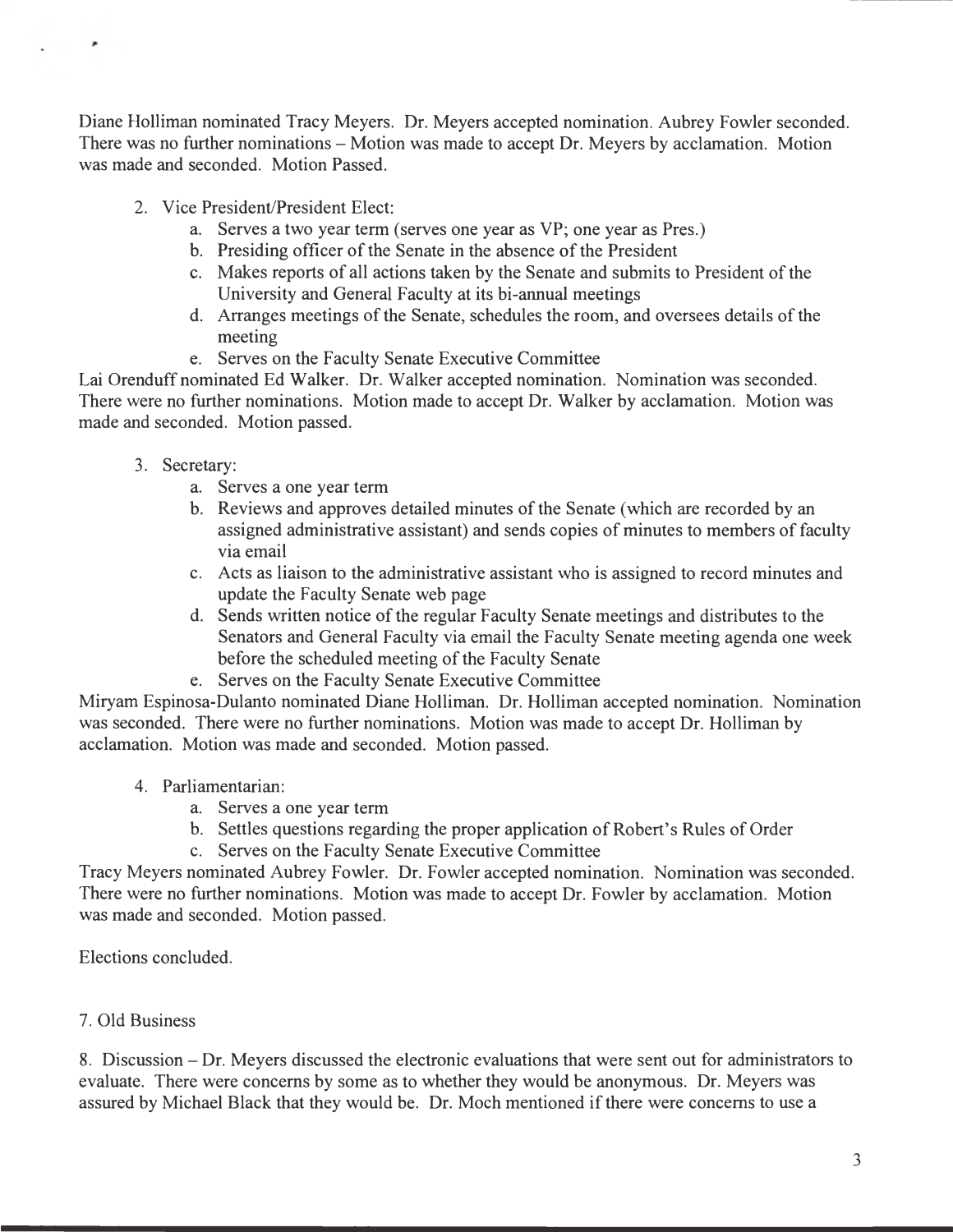Diane Holliman nominated Tracy Meyers. Dr. Meyers accepted nomination. Aubrey Fowler seconded. There was no further nominations – Motion was made to accept Dr. Meyers by acclamation. Motion was made and seconded. Motion Passed.

2. Vice President/President Elect:
    a. Serves a two year term (serves one year as VP; one year as Pres.)
    b. Presiding officer of the Senate in the absence of the President
    c. Makes reports of all actions taken by the Senate and submits to President of the University and General Faculty at its bi-annual meetings
    d. Arranges meetings of the Senate, schedules the room, and oversees details of the meeting
    e. Serves on the Faculty Senate Executive Committee

Lai Orenduff nominated Ed Walker. Dr. Walker accepted nomination. Nomination was seconded. There were no further nominations. Motion made to accept Dr. Walker by acclamation. Motion was made and seconded. Motion passed.

3. Secretary:
    a. Serves a one year term
    b. Reviews and approves detailed minutes of the Senate (which are recorded by an assigned administrative assistant) and sends copies of minutes to members of faculty via email
    c. Acts as liaison to the administrative assistant who is assigned to record minutes and update the Faculty Senate web page
    d. Sends written notice of the regular Faculty Senate meetings and distributes to the Senators and General Faculty via email the Faculty Senate meeting agenda one week before the scheduled meeting of the Faculty Senate
    e. Serves on the Faculty Senate Executive Committee

Miryam Espinosa-Dulanto nominated Diane Holliman. Dr. Holliman accepted nomination. Nomination was seconded. There were no further nominations. Motion was made to accept Dr. Holliman by acclamation. Motion was made and seconded. Motion passed.

4. Parliamentarian:
    a. Serves a one year term
    b. Settles questions regarding the proper application of Robert's Rules of Order
    c. Serves on the Faculty Senate Executive Committee

Tracy Meyers nominated Aubrey Fowler. Dr. Fowler accepted nomination. Nomination was seconded. There were no further nominations. Motion was made to accept Dr. Fowler by acclamation. Motion was made and seconded. Motion passed.

Elections concluded.

7. Old Business

8. Discussion – Dr. Meyers discussed the electronic evaluations that were sent out for administrators to evaluate. There were concerns by some as to whether they would be anonymous. Dr. Meyers was assured by Michael Black that they would be. Dr. Moch mentioned if there were concerns to use a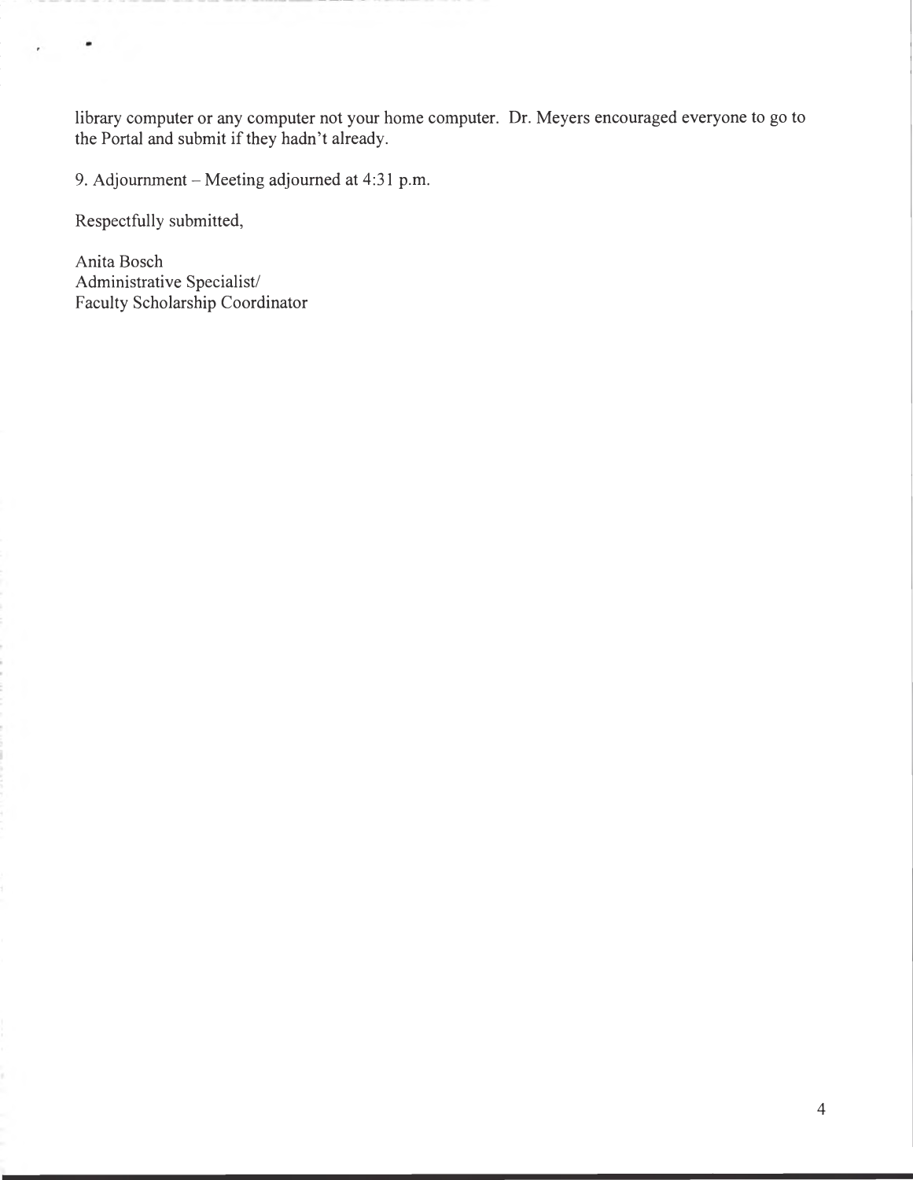library computer or any computer not your home computer. Dr. Meyers encouraged everyone to go to the Portal and submit if they hadn't already.

9. Adjournment – Meeting adjourned at 4:31 p.m.

Respectfully submitted,

Anita Bosch
Administrative Specialist/
Faculty Scholarship Coordinator